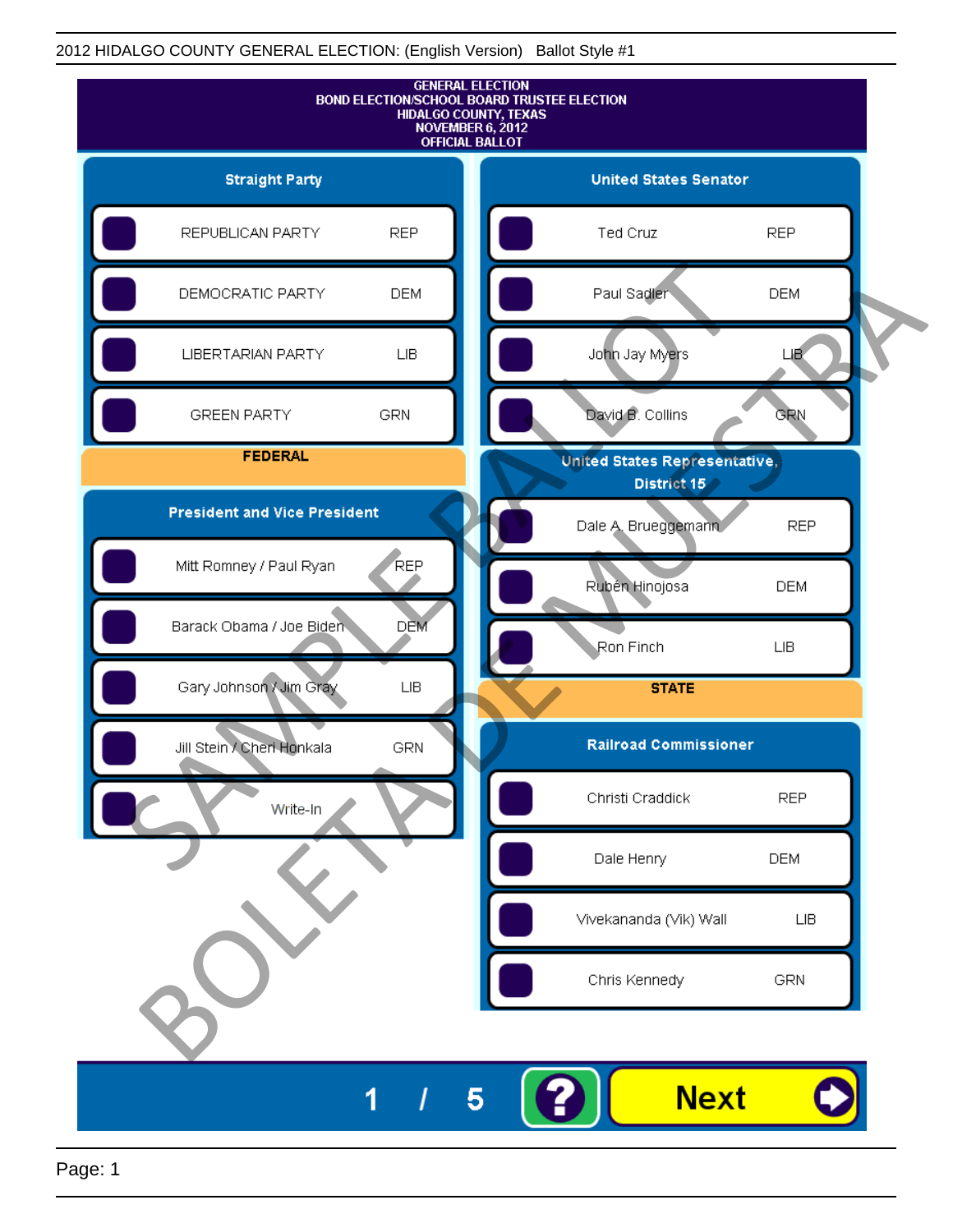2012 HIDALGO COUNTY GENERAL ELECTION: (English Version) Ballot Style #1

# GENERAL ELECTION
## BOND ELECTION/SCHOOL BOARD TRUSTEE ELECTION
## HIDALGO COUNTY, TEXAS
## NOVEMBER 6, 2012
## OFFICIAL BALLOT

SAMPLE BALLOT
BOLETA DE MUESTRA

### Straight Party

| Candidate | Party |
|---|---|
| REPUBLICAN PARTY | REP |
| DEMOCRATIC PARTY | DEM |
| LIBERTARIAN PARTY | LIB |
| GREEN PARTY | GRN |

### FEDERAL

### President and Vice President

| Candidate | Party |
|---|---|
| Mitt Romney / Paul Ryan | REP |
| Barack Obama / Joe Biden | DEM |
| Gary Johnson / Jim Gray | LIB |
| Jill Stein / Cheri Honkala | GRN |
| Write-In | |

### United States Senator

| Candidate | Party |
|---|---|
| Ted Cruz | REP |
| Paul Sadler | DEM |
| John Jay Myers | LIB |
| David B. Collins | GRN |

### United States Representative, District 15

| Candidate | Party |
|---|---|
| Dale A. Brueggemann | REP |
| Rubén Hinojosa | DEM |
| Ron Finch | LIB |

### STATE

### Railroad Commissioner

| Candidate | Party |
|---|---|
| Christi Craddick | REP |
| Dale Henry | DEM |
| Vivekananda (Vik) Wall | LIB |
| Chris Kennedy | GRN |

1 / 5 ? Next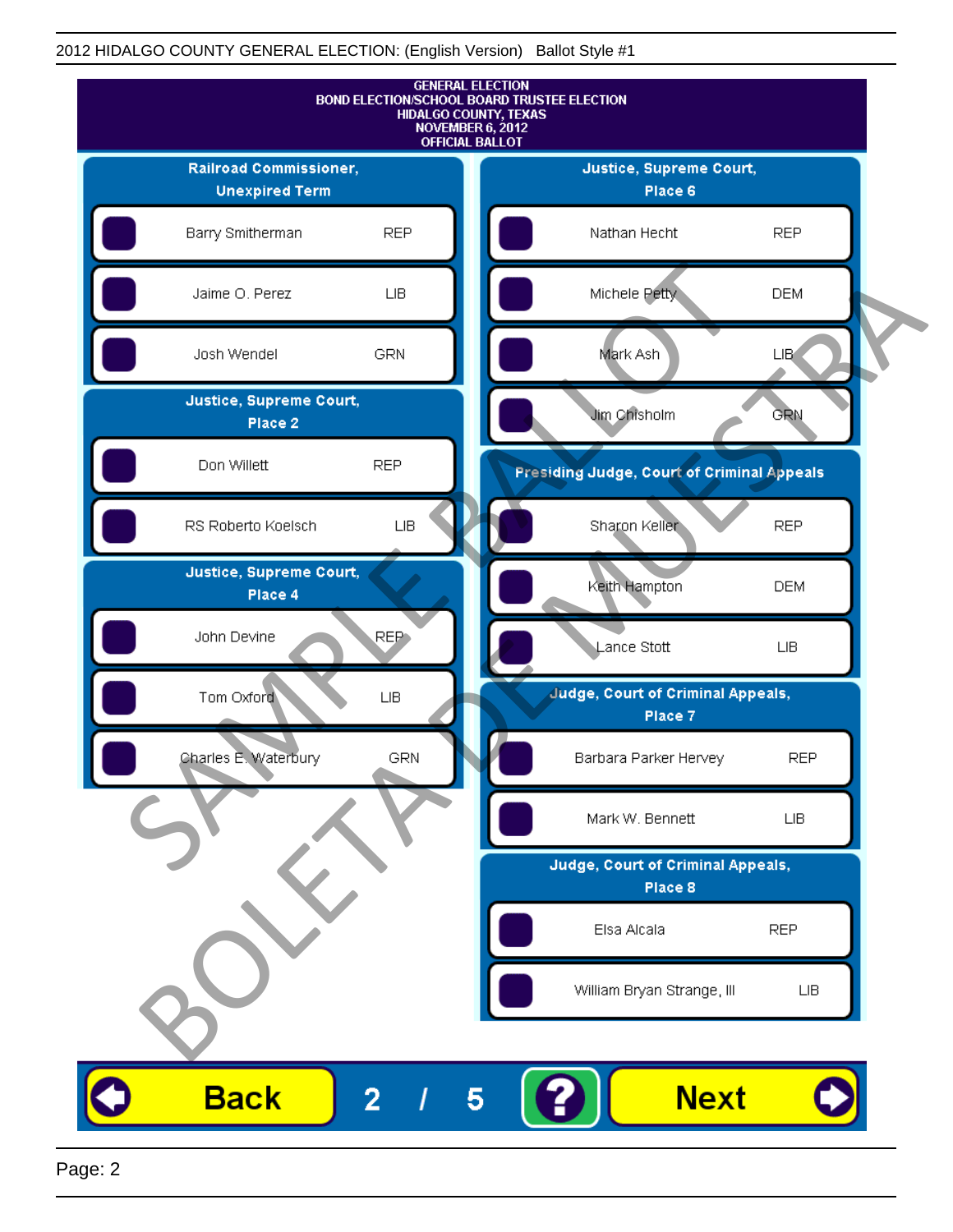2012 HIDALGO COUNTY GENERAL ELECTION: (English Version) Ballot Style #1

GENERAL ELECTION
BOND ELECTION/SCHOOL BOARD TRUSTEE ELECTION
HIDALGO COUNTY, TEXAS
NOVEMBER 6, 2012
OFFICIAL BALLOT

## Railroad Commissioner, Unexpired Term

| Candidate | Party |
|---|---|
| Barry Smitherman | REP |
| Jaime O. Perez | LIB |
| Josh Wendel | GRN |

## Justice, Supreme Court, Place 2

| Candidate | Party |
|---|---|
| Don Willett | REP |
| RS Roberto Koelsch | LIB |

## Justice, Supreme Court, Place 4

| Candidate | Party |
|---|---|
| John Devine | REP |
| Tom Oxford | LIB |
| Charles E. Waterbury | GRN |

## Justice, Supreme Court, Place 6

| Candidate | Party |
|---|---|
| Nathan Hecht | REP |
| Michele Petty | DEM |
| Mark Ash | LIB |
| Jim Chisholm | GRN |

## Presiding Judge, Court of Criminal Appeals

| Candidate | Party |
|---|---|
| Sharon Keller | REP |
| Keith Hampton | DEM |
| Lance Stott | LIB |

## Judge, Court of Criminal Appeals, Place 7

| Candidate | Party |
|---|---|
| Barbara Parker Hervey | REP |
| Mark W. Bennett | LIB |

## Judge, Court of Criminal Appeals, Place 8

| Candidate | Party |
|---|---|
| Elsa Alcala | REP |
| William Bryan Strange, III | LIB |

SAMPLE BALLOT
BOLETA DE MUESTRA

Back 2 / 5 ? Next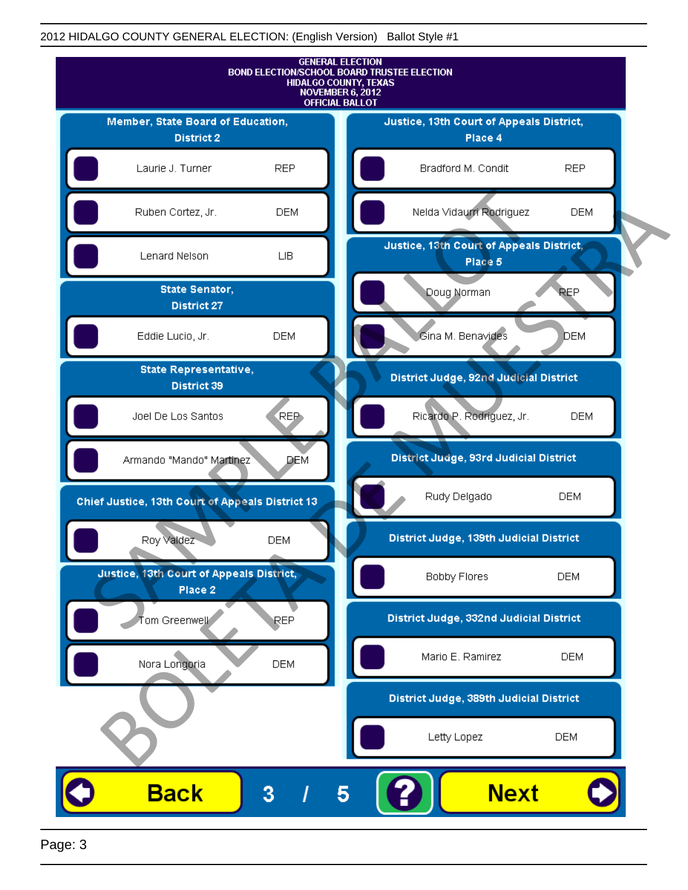GENERAL ELECTION
BOND ELECTION/SCHOOL BOARD TRUSTEE ELECTION
HIDALGO COUNTY, TEXAS
NOVEMBER 6, 2012
OFFICIAL BALLOT

## Member, State Board of Education, District 2

| Candidate | Party |
|---|---|
| Laurie J. Turner | REP |
| Ruben Cortez, Jr. | DEM |
| Lenard Nelson | LIB |

## State Senator, District 27

| Candidate | Party |
|---|---|
| Eddie Lucio, Jr. | DEM |

## State Representative, District 39

| Candidate | Party |
|---|---|
| Joel De Los Santos | REP |
| Armando "Mando" Martinez | DEM |

## Chief Justice, 13th Court of Appeals District 13

| Candidate | Party |
|---|---|
| Roy Valdez | DEM |

## Justice, 13th Court of Appeals District, Place 2

| Candidate | Party |
|---|---|
| Tom Greenwell | REP |
| Nora Longoria | DEM |

## Justice, 13th Court of Appeals District, Place 4

| Candidate | Party |
|---|---|
| Bradford M. Condit | REP |
| Nelda Vidaurri Rodriguez | DEM |

## Justice, 13th Court of Appeals District, Place 5

| Candidate | Party |
|---|---|
| Doug Norman | REP |
| Gina M. Benavides | DEM |

## District Judge, 92nd Judicial District

| Candidate | Party |
|---|---|
| Ricardo P. Rodriguez, Jr. | DEM |

## District Judge, 93rd Judicial District

| Candidate | Party |
|---|---|
| Rudy Delgado | DEM |

## District Judge, 139th Judicial District

| Candidate | Party |
|---|---|
| Bobby Flores | DEM |

## District Judge, 332nd Judicial District

| Candidate | Party |
|---|---|
| Mario E. Ramirez | DEM |

## District Judge, 389th Judicial District

| Candidate | Party |
|---|---|
| Letty Lopez | DEM |

SAMPLE BALLOT
BOLETA DE MUESTRA

Back 3 / 5 ? Next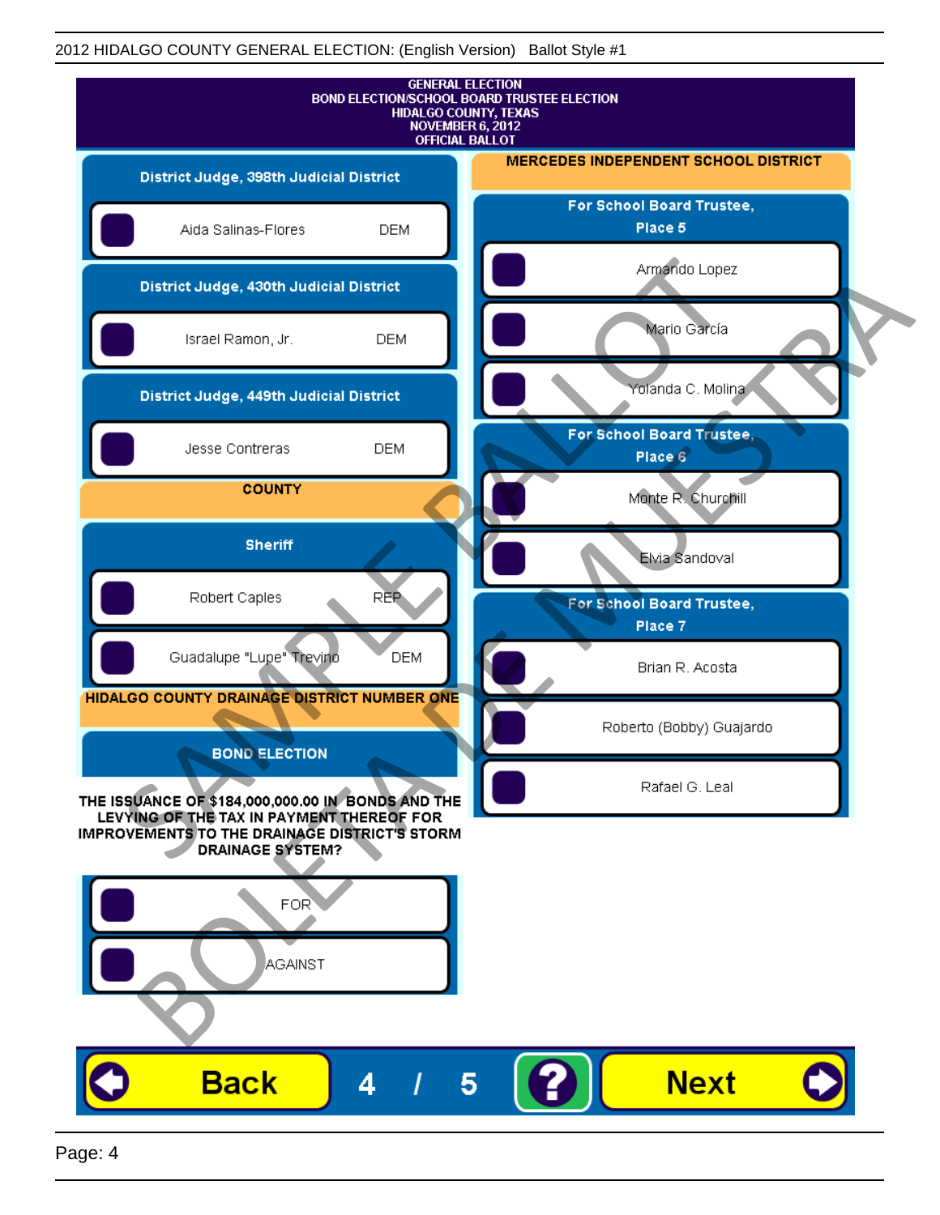# GENERAL ELECTION
## BOND ELECTION/SCHOOL BOARD TRUSTEE ELECTION
## HIDALGO COUNTY, TEXAS
## NOVEMBER 6, 2012
## OFFICIAL BALLOT

### District Judge, 398th Judicial District

- Aida Salinas-Flores DEM

### District Judge, 430th Judicial District

- Israel Ramon, Jr. DEM

### District Judge, 449th Judicial District

- Jesse Contreras DEM

## COUNTY

### Sheriff

- Robert Caples REP
- Guadalupe "Lupe" Trevino DEM

## HIDALGO COUNTY DRAINAGE DISTRICT NUMBER ONE

### BOND ELECTION

**THE ISSUANCE OF $184,000,000.00 IN BONDS AND THE LEVYING OF THE TAX IN PAYMENT THEREOF FOR IMPROVEMENTS TO THE DRAINAGE DISTRICT'S STORM DRAINAGE SYSTEM?**

- FOR
- AGAINST

## MERCEDES INDEPENDENT SCHOOL DISTRICT

### For School Board Trustee, Place 5

- Armando Lopez
- Mario García
- Yolanda C. Molina

### For School Board Trustee, Place 6

- Monte R. Churchill
- Elvia Sandoval

### For School Board Trustee, Place 7

- Brian R. Acosta
- Roberto (Bobby) Guajardo
- Rafael G. Leal

SAMPLE BALLOT BOLETA DE MUESTRA

Back 4 / 5 ? Next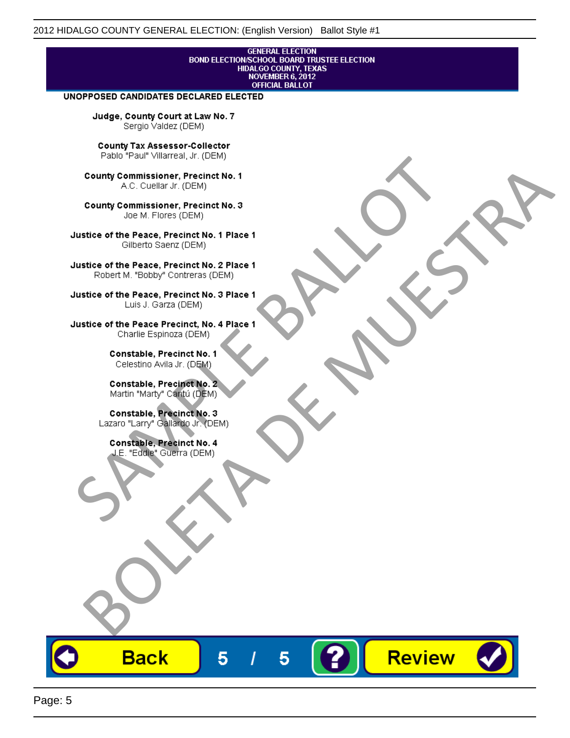GENERAL ELECTION
BOND ELECTION/SCHOOL BOARD TRUSTEE ELECTION
HIDALGO COUNTY, TEXAS
NOVEMBER 6, 2012
OFFICIAL BALLOT

**UNOPPOSED CANDIDATES DECLARED ELECTED**

**Judge, County Court at Law No. 7**
Sergio Valdez (DEM)

**County Tax Assessor-Collector**
Pablo "Paul" Villarreal, Jr. (DEM)

**County Commissioner, Precinct No. 1**
A.C. Cuellar Jr. (DEM)

**County Commissioner, Precinct No. 3**
Joe M. Flores (DEM)

**Justice of the Peace, Precinct No. 1 Place 1**
Gilberto Saenz (DEM)

**Justice of the Peace, Precinct No. 2 Place 1**
Robert M. "Bobby" Contreras (DEM)

**Justice of the Peace, Precinct No. 3 Place 1**
Luis J. Garza (DEM)

**Justice of the Peace Precinct, No. 4 Place 1**
Charlie Espinoza (DEM)

**Constable, Precinct No. 1**
Celestino Avila Jr. (DEM)

**Constable, Precinct No. 2**
Martin "Marty" Cantú (DEM)

**Constable, Precinct No. 3**
Lazaro "Larry" Gallardo Jr. (DEM)

**Constable, Precinct No. 4**
J.E. "Eddie" Guerra (DEM)

SAMPLE BALLOT
BOLETA DE MUESTRA

Back 5 / 5 ? Review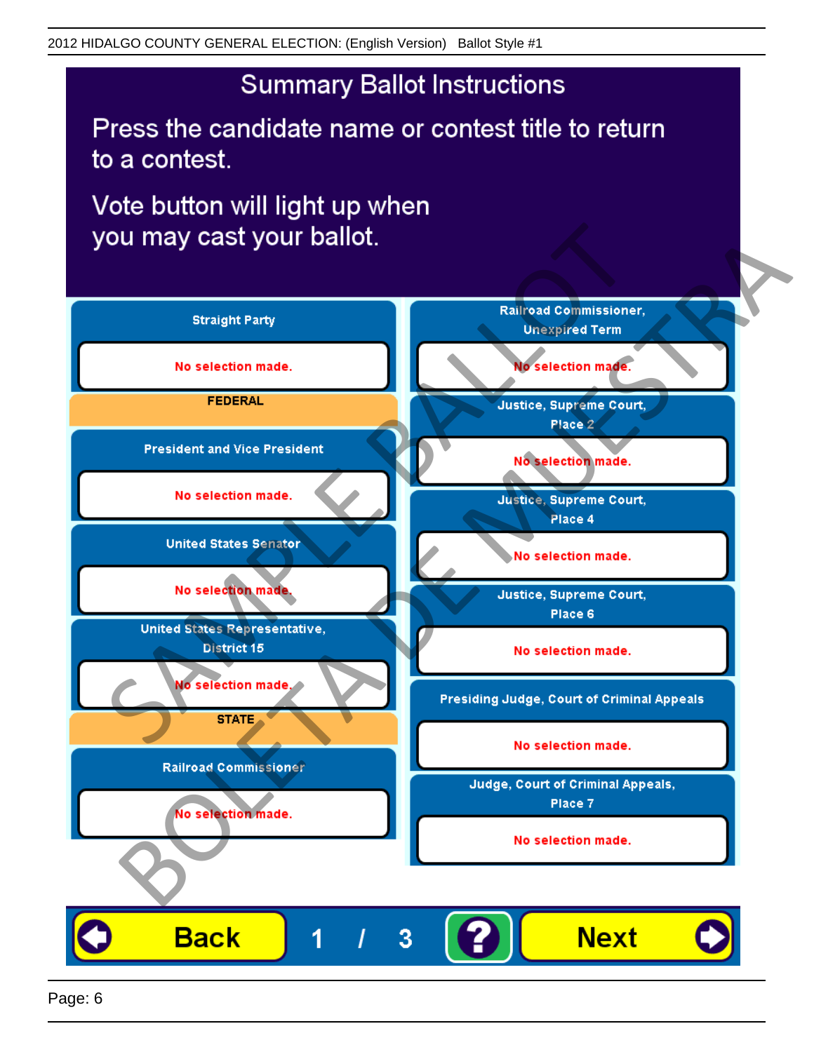2012 HIDALGO COUNTY GENERAL ELECTION: (English Version) Ballot Style #1

# Summary Ballot Instructions

Press the candidate name or contest title to return to a contest.

Vote button will light up when you may cast your ballot.

**Straight Party**

No selection made.

**FEDERAL**

**President and Vice President**

No selection made.

**United States Senator**

No selection made.

**United States Representative, District 15**

No selection made.

**STATE**

**Railroad Commissioner**

No selection made.

**Railroad Commissioner, Unexpired Term**

No selection made.

**Justice, Supreme Court, Place 2**

No selection made.

**Justice, Supreme Court, Place 4**

No selection made.

**Justice, Supreme Court, Place 6**

No selection made.

**Presiding Judge, Court of Criminal Appeals**

No selection made.

**Judge, Court of Criminal Appeals, Place 7**

No selection made.

Back 1 / 3 ? Next

SAMPLE BALLOT BOLETA DE MUESTRA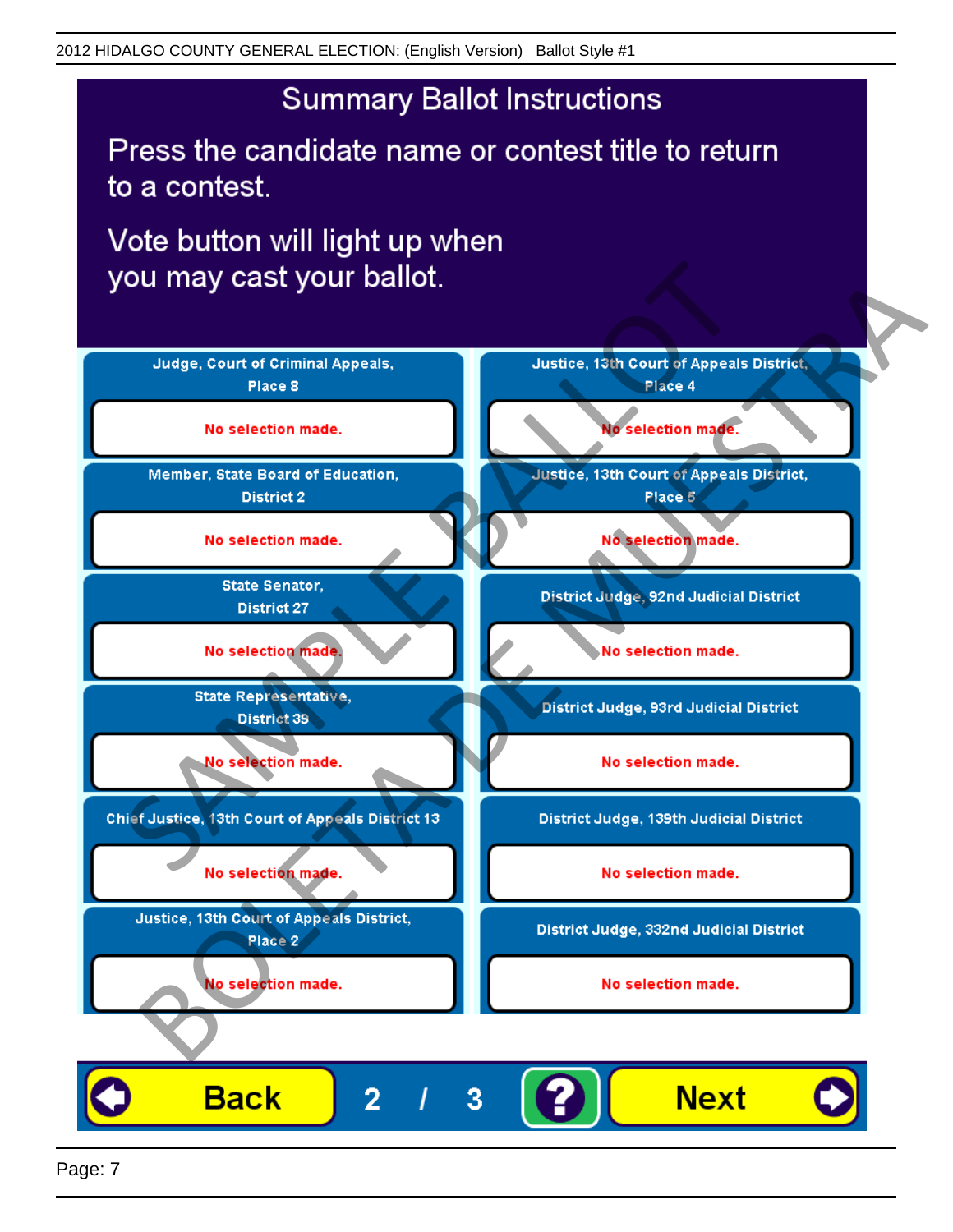# Summary Ballot Instructions

Press the candidate name or contest title to return to a contest.

Vote button will light up when you may cast your ballot.

**Judge, Court of Criminal Appeals, Place 8**
No selection made.

**Member, State Board of Education, District 2**
No selection made.

**State Senator, District 27**
No selection made.

**State Representative, District 39**
No selection made.

**Chief Justice, 13th Court of Appeals District 13**
No selection made.

**Justice, 13th Court of Appeals District, Place 2**
No selection made.

**Justice, 13th Court of Appeals District, Place 4**
No selection made.

**Justice, 13th Court of Appeals District, Place 5**
No selection made.

**District Judge, 92nd Judicial District**
No selection made.

**District Judge, 93rd Judicial District**
No selection made.

**District Judge, 139th Judicial District**
No selection made.

**District Judge, 332nd Judicial District**
No selection made.

Back | 2 / 3 | ? | Next

SAMPLE BALLOT
BOLETA DE MUESTRA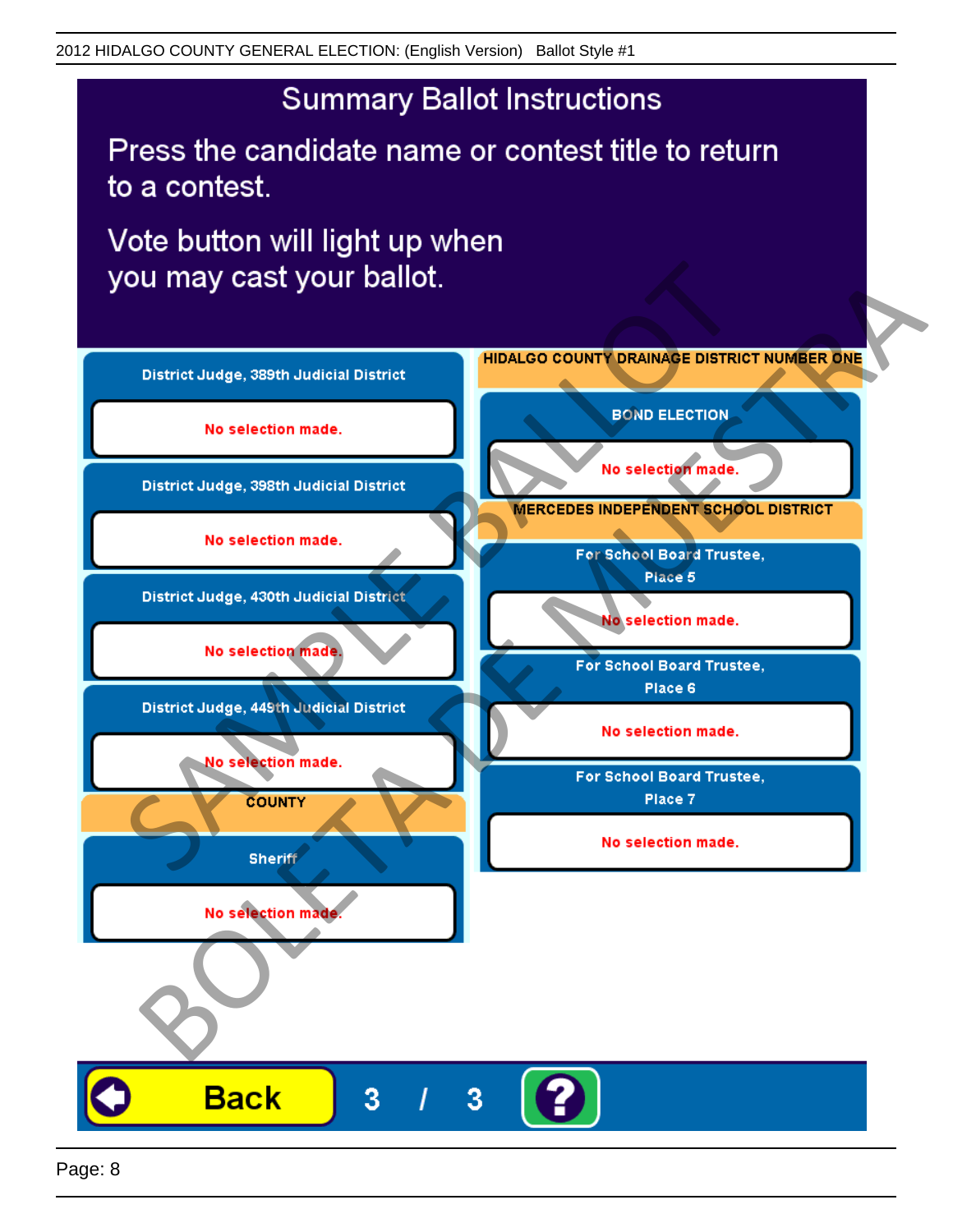2012 HIDALGO COUNTY GENERAL ELECTION: (English Version) Ballot Style #1

# Summary Ballot Instructions

Press the candidate name or contest title to return to a contest.

Vote button will light up when you may cast your ballot.

**District Judge, 389th Judicial District**

No selection made.

**District Judge, 398th Judicial District**

No selection made.

**District Judge, 430th Judicial District**

No selection made.

**District Judge, 449th Judicial District**

No selection made.

**COUNTY**

**Sheriff**

No selection made.

**HIDALGO COUNTY DRAINAGE DISTRICT NUMBER ONE**

**BOND ELECTION**

No selection made.

**MERCEDES INDEPENDENT SCHOOL DISTRICT**

**For School Board Trustee, Place 5**

No selection made.

**For School Board Trustee, Place 6**

No selection made.

**For School Board Trustee, Place 7**

No selection made.

Back

3 / 3

?

SAMPLE BALLOT
BOLETA DE MUESTRA